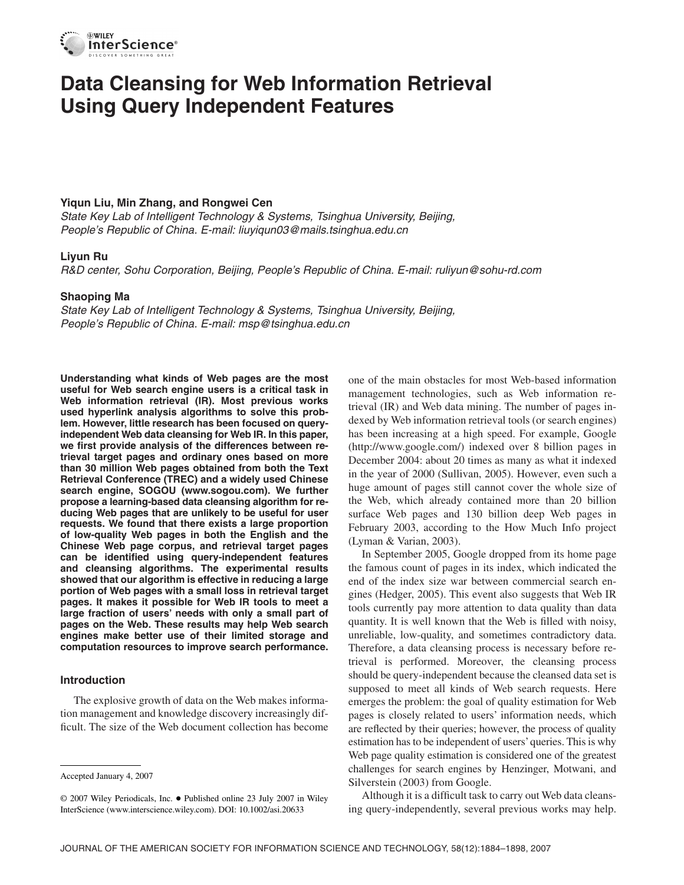# Data Cleansing for Web Information Retrieval Using Query Independent Features

**Yiqun Liu, Min Zhang, and Rongwei Cen**
*State Key Lab of Intelligent Technology & Systems, Tsinghua University, Beijing, People's Republic of China. E-mail: liuyiqun03@mails.tsinghua.edu.cn*

**Liyun Ru**
*R&D center, Sohu Corporation, Beijing, People's Republic of China. E-mail: ruliyun@sohu-rd.com*

**Shaoping Ma**
*State Key Lab of Intelligent Technology & Systems, Tsinghua University, Beijing, People's Republic of China. E-mail: msp@tsinghua.edu.cn*

**Understanding what kinds of Web pages are the most useful for Web search engine users is a critical task in Web information retrieval (IR). Most previous works used hyperlink analysis algorithms to solve this problem. However, little research has been focused on query-independent Web data cleansing for Web IR. In this paper, we first provide analysis of the differences between retrieval target pages and ordinary ones based on more than 30 million Web pages obtained from both the Text Retrieval Conference (TREC) and a widely used Chinese search engine, SOGOU (www.sogou.com). We further propose a learning-based data cleansing algorithm for reducing Web pages that are unlikely to be useful for user requests. We found that there exists a large proportion of low-quality Web pages in both the English and the Chinese Web page corpus, and retrieval target pages can be identified using query-independent features and cleansing algorithms. The experimental results showed that our algorithm is effective in reducing a large portion of Web pages with a small loss in retrieval target pages. It makes it possible for Web IR tools to meet a large fraction of users' needs with only a small part of pages on the Web. These results may help Web search engines make better use of their limited storage and computation resources to improve search performance.**

## Introduction

The explosive growth of data on the Web makes information management and knowledge discovery increasingly difficult. The size of the Web document collection has become one of the main obstacles for most Web-based information management technologies, such as Web information retrieval (IR) and Web data mining. The number of pages indexed by Web information retrieval tools (or search engines) has been increasing at a high speed. For example, Google (http://www.google.com/) indexed over 8 billion pages in December 2004: about 20 times as many as what it indexed in the year of 2000 (Sullivan, 2005). However, even such a huge amount of pages still cannot cover the whole size of the Web, which already contained more than 20 billion surface Web pages and 130 billion deep Web pages in February 2003, according to the How Much Info project (Lyman & Varian, 2003).

In September 2005, Google dropped from its home page the famous count of pages in its index, which indicated the end of the index size war between commercial search engines (Hedger, 2005). This event also suggests that Web IR tools currently pay more attention to data quality than data quantity. It is well known that the Web is filled with noisy, unreliable, low-quality, and sometimes contradictory data. Therefore, a data cleansing process is necessary before retrieval is performed. Moreover, the cleansing process should be query-independent because the cleansed data set is supposed to meet all kinds of Web search requests. Here emerges the problem: the goal of quality estimation for Web pages is closely related to users' information needs, which are reflected by their queries; however, the process of quality estimation has to be independent of users' queries. This is why Web page quality estimation is considered one of the greatest challenges for search engines by Henzinger, Motwani, and Silverstein (2003) from Google.

Although it is a difficult task to carry out Web data cleansing query-independently, several previous works may help.

Accepted January 4, 2007

© 2007 Wiley Periodicals, Inc. • Published online 23 July 2007 in Wiley InterScience (www.interscience.wiley.com). DOI: 10.1002/asi.20633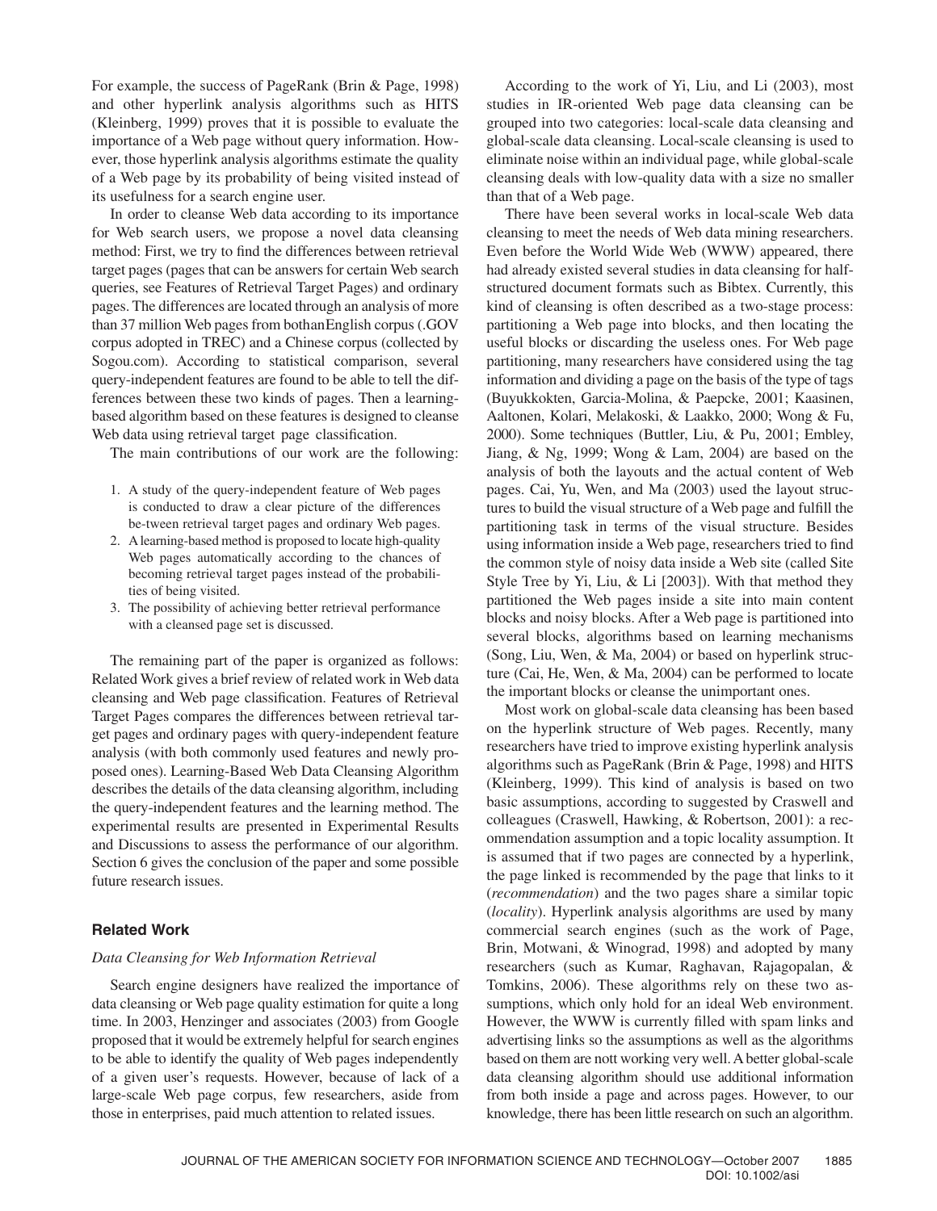For example, the success of PageRank (Brin & Page, 1998) and other hyperlink analysis algorithms such as HITS (Kleinberg, 1999) proves that it is possible to evaluate the importance of a Web page without query information. However, those hyperlink analysis algorithms estimate the quality of a Web page by its probability of being visited instead of its usefulness for a search engine user.

In order to cleanse Web data according to its importance for Web search users, we propose a novel data cleansing method: First, we try to find the differences between retrieval target pages (pages that can be answers for certain Web search queries, see Features of Retrieval Target Pages) and ordinary pages. The differences are located through an analysis of more than 37 million Web pages from bothanEnglish corpus (.GOV corpus adopted in TREC) and a Chinese corpus (collected by Sogou.com). According to statistical comparison, several query-independent features are found to be able to tell the differences between these two kinds of pages. Then a learning-based algorithm based on these features is designed to cleanse Web data using retrieval target page classification.

The main contributions of our work are the following:

1. A study of the query-independent feature of Web pages is conducted to draw a clear picture of the differences be-tween retrieval target pages and ordinary Web pages.
2. A learning-based method is proposed to locate high-quality Web pages automatically according to the chances of becoming retrieval target pages instead of the probabilities of being visited.
3. The possibility of achieving better retrieval performance with a cleansed page set is discussed.

The remaining part of the paper is organized as follows: Related Work gives a brief review of related work in Web data cleansing and Web page classification. Features of Retrieval Target Pages compares the differences between retrieval target pages and ordinary pages with query-independent feature analysis (with both commonly used features and newly proposed ones). Learning-Based Web Data Cleansing Algorithm describes the details of the data cleansing algorithm, including the query-independent features and the learning method. The experimental results are presented in Experimental Results and Discussions to assess the performance of our algorithm. Section 6 gives the conclusion of the paper and some possible future research issues.

## Related Work

### *Data Cleansing for Web Information Retrieval*

Search engine designers have realized the importance of data cleansing or Web page quality estimation for quite a long time. In 2003, Henzinger and associates (2003) from Google proposed that it would be extremely helpful for search engines to be able to identify the quality of Web pages independently of a given user's requests. However, because of lack of a large-scale Web page corpus, few researchers, aside from those in enterprises, paid much attention to related issues.

According to the work of Yi, Liu, and Li (2003), most studies in IR-oriented Web page data cleansing can be grouped into two categories: local-scale data cleansing and global-scale data cleansing. Local-scale cleansing is used to eliminate noise within an individual page, while global-scale cleansing deals with low-quality data with a size no smaller than that of a Web page.

There have been several works in local-scale Web data cleansing to meet the needs of Web data mining researchers. Even before the World Wide Web (WWW) appeared, there had already existed several studies in data cleansing for half-structured document formats such as Bibtex. Currently, this kind of cleansing is often described as a two-stage process: partitioning a Web page into blocks, and then locating the useful blocks or discarding the useless ones. For Web page partitioning, many researchers have considered using the tag information and dividing a page on the basis of the type of tags (Buyukkokten, Garcia-Molina, & Paepcke, 2001; Kaasinen, Aaltonen, Kolari, Melakoski, & Laakko, 2000; Wong & Fu, 2000). Some techniques (Buttler, Liu, & Pu, 2001; Embley, Jiang, & Ng, 1999; Wong & Lam, 2004) are based on the analysis of both the layouts and the actual content of Web pages. Cai, Yu, Wen, and Ma (2003) used the layout structures to build the visual structure of a Web page and fulfill the partitioning task in terms of the visual structure. Besides using information inside a Web page, researchers tried to find the common style of noisy data inside a Web site (called Site Style Tree by Yi, Liu, & Li [2003]). With that method they partitioned the Web pages inside a site into main content blocks and noisy blocks. After a Web page is partitioned into several blocks, algorithms based on learning mechanisms (Song, Liu, Wen, & Ma, 2004) or based on hyperlink structure (Cai, He, Wen, & Ma, 2004) can be performed to locate the important blocks or cleanse the unimportant ones.

Most work on global-scale data cleansing has been based on the hyperlink structure of Web pages. Recently, many researchers have tried to improve existing hyperlink analysis algorithms such as PageRank (Brin & Page, 1998) and HITS (Kleinberg, 1999). This kind of analysis is based on two basic assumptions, according to suggested by Craswell and colleagues (Craswell, Hawking, & Robertson, 2001): a recommendation assumption and a topic locality assumption. It is assumed that if two pages are connected by a hyperlink, the page linked is recommended by the page that links to it (*recommendation*) and the two pages share a similar topic (*locality*). Hyperlink analysis algorithms are used by many commercial search engines (such as the work of Page, Brin, Motwani, & Winograd, 1998) and adopted by many researchers (such as Kumar, Raghavan, Rajagopalan, & Tomkins, 2006). These algorithms rely on these two assumptions, which only hold for an ideal Web environment. However, the WWW is currently filled with spam links and advertising links so the assumptions as well as the algorithms based on them are nott working very well. A better global-scale data cleansing algorithm should use additional information from both inside a page and across pages. However, to our knowledge, there has been little research on such an algorithm.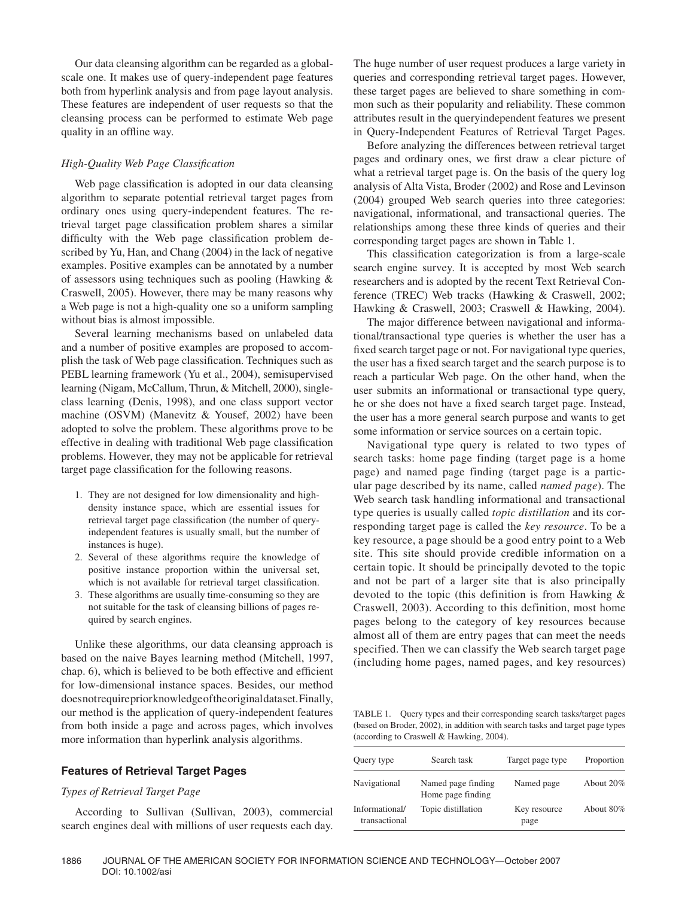Our data cleansing algorithm can be regarded as a global-scale one. It makes use of query-independent page features both from hyperlink analysis and from page layout analysis. These features are independent of user requests so that the cleansing process can be performed to estimate Web page quality in an offline way.

### *High-Quality Web Page Classification*

Web page classification is adopted in our data cleansing algorithm to separate potential retrieval target pages from ordinary ones using query-independent features. The retrieval target page classification problem shares a similar difficulty with the Web page classification problem described by Yu, Han, and Chang (2004) in the lack of negative examples. Positive examples can be annotated by a number of assessors using techniques such as pooling (Hawking & Craswell, 2005). However, there may be many reasons why a Web page is not a high-quality one so a uniform sampling without bias is almost impossible.

Several learning mechanisms based on unlabeled data and a number of positive examples are proposed to accomplish the task of Web page classification. Techniques such as PEBL learning framework (Yu et al., 2004), semisupervised learning (Nigam, McCallum, Thrun, & Mitchell, 2000), single-class learning (Denis, 1998), and one class support vector machine (OSVM) (Manevitz & Yousef, 2002) have been adopted to solve the problem. These algorithms prove to be effective in dealing with traditional Web page classification problems. However, they may not be applicable for retrieval target page classification for the following reasons.

1. They are not designed for low dimensionality and high-density instance space, which are essential issues for retrieval target page classification (the number of query-independent features is usually small, but the number of instances is huge).
2. Several of these algorithms require the knowledge of positive instance proportion within the universal set, which is not available for retrieval target classification.
3. These algorithms are usually time-consuming so they are not suitable for the task of cleansing billions of pages required by search engines.

Unlike these algorithms, our data cleansing approach is based on the naive Bayes learning method (Mitchell, 1997, chap. 6), which is believed to be both effective and efficient for low-dimensional instance spaces. Besides, our method does not require prior knowledge of the original data set. Finally, our method is the application of query-independent features from both inside a page and across pages, which involves more information than hyperlink analysis algorithms.

## Features of Retrieval Target Pages

### *Types of Retrieval Target Page*

According to Sullivan (Sullivan, 2003), commercial search engines deal with millions of user requests each day. The huge number of user request produces a large variety in queries and corresponding retrieval target pages. However, these target pages are believed to share something in common such as their popularity and reliability. These common attributes result in the queryindependent features we present in Query-Independent Features of Retrieval Target Pages.

Before analyzing the differences between retrieval target pages and ordinary ones, we first draw a clear picture of what a retrieval target page is. On the basis of the query log analysis of Alta Vista, Broder (2002) and Rose and Levinson (2004) grouped Web search queries into three categories: navigational, informational, and transactional queries. The relationships among these three kinds of queries and their corresponding target pages are shown in Table 1.

This classification categorization is from a large-scale search engine survey. It is accepted by most Web search researchers and is adopted by the recent Text Retrieval Conference (TREC) Web tracks (Hawking & Craswell, 2002; Hawking & Craswell, 2003; Craswell & Hawking, 2004).

The major difference between navigational and informational/transactional type queries is whether the user has a fixed search target page or not. For navigational type queries, the user has a fixed search target and the search purpose is to reach a particular Web page. On the other hand, when the user submits an informational or transactional type query, he or she does not have a fixed search target page. Instead, the user has a more general search purpose and wants to get some information or service sources on a certain topic.

Navigational type query is related to two types of search tasks: home page finding (target page is a home page) and named page finding (target page is a particular page described by its name, called *named page*). The Web search task handling informational and transactional type queries is usually called *topic distillation* and its corresponding target page is called the *key resource*. To be a key resource, a page should be a good entry point to a Web site. This site should provide credible information on a certain topic. It should be principally devoted to the topic and not be part of a larger site that is also principally devoted to the topic (this definition is from Hawking & Craswell, 2003). According to this definition, most home pages belong to the category of key resources because almost all of them are entry pages that can meet the needs specified. Then we can classify the Web search target page (including home pages, named pages, and key resources)

TABLE 1. Query types and their corresponding search tasks/target pages (based on Broder, 2002), in addition with search tasks and target page types (according to Craswell & Hawking, 2004).

| Query type | Search task | Target page type | Proportion |
|---|---|---|---|
| Navigational | Named page finding<br>Home page finding | Named page | About 20% |
| Informational/ transactional | Topic distillation | Key resource page | About 80% |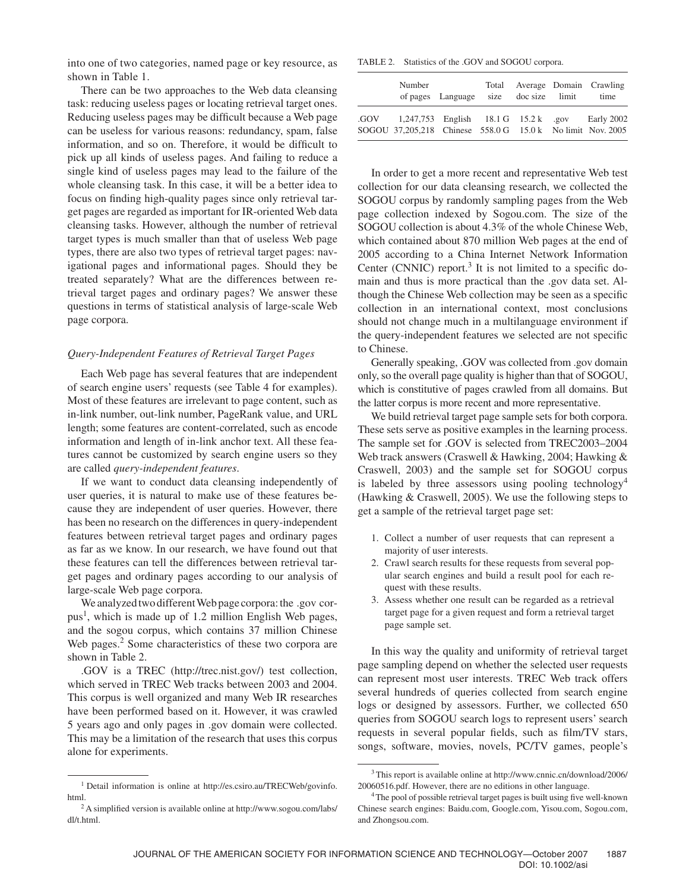into one of two categories, named page or key resource, as shown in Table 1.

There can be two approaches to the Web data cleansing task: reducing useless pages or locating retrieval target ones. Reducing useless pages may be difficult because a Web page can be useless for various reasons: redundancy, spam, false information, and so on. Therefore, it would be difficult to pick up all kinds of useless pages. And failing to reduce a single kind of useless pages may lead to the failure of the whole cleansing task. In this case, it will be a better idea to focus on finding high-quality pages since only retrieval target pages are regarded as important for IR-oriented Web data cleansing tasks. However, although the number of retrieval target types is much smaller than that of useless Web page types, there are also two types of retrieval target pages: navigational pages and informational pages. Should they be treated separately? What are the differences between retrieval target pages and ordinary pages? We answer these questions in terms of statistical analysis of large-scale Web page corpora.

### *Query-Independent Features of Retrieval Target Pages*

Each Web page has several features that are independent of search engine users' requests (see Table 4 for examples). Most of these features are irrelevant to page content, such as in-link number, out-link number, PageRank value, and URL length; some features are content-correlated, such as encode information and length of in-link anchor text. All these features cannot be customized by search engine users so they are called *query-independent features*.

If we want to conduct data cleansing independently of user queries, it is natural to make use of these features because they are independent of user queries. However, there has been no research on the differences in query-independent features between retrieval target pages and ordinary pages as far as we know. In our research, we have found out that these features can tell the differences between retrieval target pages and ordinary pages according to our analysis of large-scale Web page corpora.

We analyzed two different Web page corpora: the .gov corpus[1], which is made up of 1.2 million English Web pages, and the sogou corpus, which contains 37 million Chinese Web pages.[2] Some characteristics of these two corpora are shown in Table 2.

.GOV is a TREC (http://trec.nist.gov/) test collection, which served in TREC Web tracks between 2003 and 2004. This corpus is well organized and many Web IR researches have been performed based on it. However, it was crawled 5 years ago and only pages in .gov domain were collected. This may be a limitation of the research that uses this corpus alone for experiments.

TABLE 2. Statistics of the .GOV and SOGOU corpora.

| | Number of pages | Language | Total size | Average doc size | Domain limit | Crawling time |
|---|---|---|---|---|---|---|
| .GOV | 1,247,753 | English | 18.1 G | 15.2 k | .gov | Early 2002 |
| SOGOU | 37,205,218 | Chinese | 558.0 G | 15.0 k | No limit | Nov. 2005 |

In order to get a more recent and representative Web test collection for our data cleansing research, we collected the SOGOU corpus by randomly sampling pages from the Web page collection indexed by Sogou.com. The size of the SOGOU collection is about 4.3% of the whole Chinese Web, which contained about 870 million Web pages at the end of 2005 according to a China Internet Network Information Center (CNNIC) report.[3] It is not limited to a specific domain and thus is more practical than the .gov data set. Although the Chinese Web collection may be seen as a specific collection in an international context, most conclusions should not change much in a multilanguage environment if the query-independent features we selected are not specific to Chinese.

Generally speaking, .GOV was collected from .gov domain only, so the overall page quality is higher than that of SOGOU, which is constitutive of pages crawled from all domains. But the latter corpus is more recent and more representative.

We build retrieval target page sample sets for both corpora. These sets serve as positive examples in the learning process. The sample set for .GOV is selected from TREC2003–2004 Web track answers (Craswell & Hawking, 2004; Hawking & Craswell, 2003) and the sample set for SOGOU corpus is labeled by three assessors using pooling technology[4] (Hawking & Craswell, 2005). We use the following steps to get a sample of the retrieval target page set:

1. Collect a number of user requests that can represent a majority of user interests.
2. Crawl search results for these requests from several popular search engines and build a result pool for each request with these results.
3. Assess whether one result can be regarded as a retrieval target page for a given request and form a retrieval target page sample set.

In this way the quality and uniformity of retrieval target page sampling depend on whether the selected user requests can represent most user interests. TREC Web track offers several hundreds of queries collected from search engine logs or designed by assessors. Further, we collected 650 queries from SOGOU search logs to represent users' search requests in several popular fields, such as film/TV stars, songs, software, movies, novels, PC/TV games, people's

---

[1] Detail information is online at http://es.csiro.au/TRECWeb/govinfo.html.

[2] A simplified version is available online at http://www.sogou.com/labs/dl/t.html.

[3] This report is available online at http://www.cnnic.cn/download/2006/20060516.pdf. However, there are no editions in other language.

[4] The pool of possible retrieval target pages is built using five well-known Chinese search engines: Baidu.com, Google.com, Yisou.com, Sogou.com, and Zhongsou.com.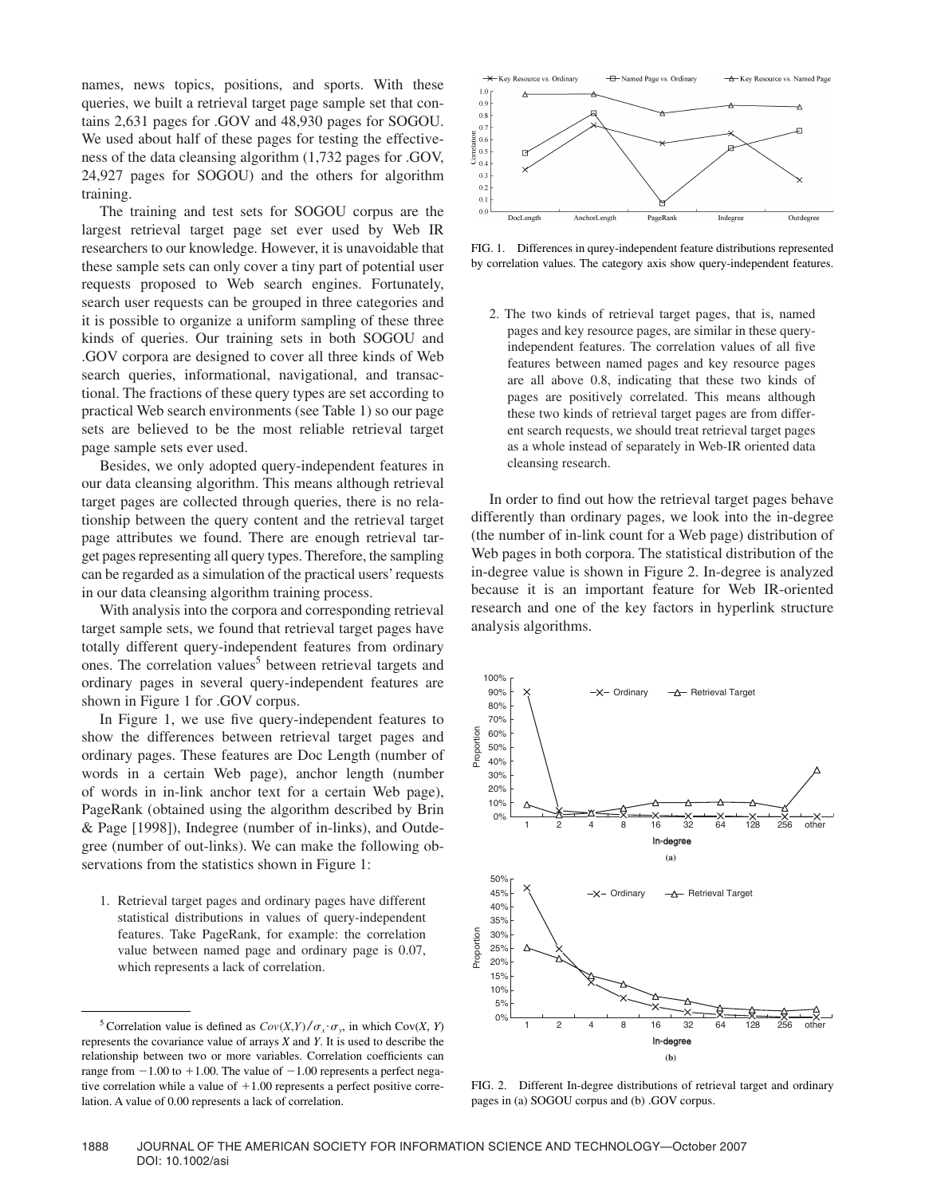names, news topics, positions, and sports. With these queries, we built a retrieval target page sample set that contains 2,631 pages for .GOV and 48,930 pages for SOGOU. We used about half of these pages for testing the effectiveness of the data cleansing algorithm (1,732 pages for .GOV, 24,927 pages for SOGOU) and the others for algorithm training.

The training and test sets for SOGOU corpus are the largest retrieval target page set ever used by Web IR researchers to our knowledge. However, it is unavoidable that these sample sets can only cover a tiny part of potential user requests proposed to Web search engines. Fortunately, search user requests can be grouped in three categories and it is possible to organize a uniform sampling of these three kinds of queries. Our training sets in both SOGOU and .GOV corpora are designed to cover all three kinds of Web search queries, informational, navigational, and transactional. The fractions of these query types are set according to practical Web search environments (see Table 1) so our page sets are believed to be the most reliable retrieval target page sample sets ever used.

Besides, we only adopted query-independent features in our data cleansing algorithm. This means although retrieval target pages are collected through queries, there is no relationship between the query content and the retrieval target page attributes we found. There are enough retrieval target pages representing all query types. Therefore, the sampling can be regarded as a simulation of the practical users' requests in our data cleansing algorithm training process.

With analysis into the corpora and corresponding retrieval target sample sets, we found that retrieval target pages have totally different query-independent features from ordinary ones. The correlation values[5] between retrieval targets and ordinary pages in several query-independent features are shown in Figure 1 for .GOV corpus.

In Figure 1, we use five query-independent features to show the differences between retrieval target pages and ordinary pages. These features are Doc Length (number of words in a certain Web page), anchor length (number of words in in-link anchor text for a certain Web page), PageRank (obtained using the algorithm described by Brin & Page [1998]), Indegree (number of in-links), and Outdegree (number of out-links). We can make the following observations from the statistics shown in Figure 1:

1. Retrieval target pages and ordinary pages have different statistical distributions in values of query-independent features. Take PageRank, for example: the correlation value between named page and ordinary page is 0.07, which represents a lack of correlation.

[5] Correlation value is defined as $Cov(X,Y)/\sigma_x \cdot \sigma_y$, in which Cov($X$, $Y$) represents the covariance value of arrays $X$ and $Y$. It is used to describe the relationship between two or more variables. Correlation coefficients can range from −1.00 to +1.00. The value of −1.00 represents a perfect negative correlation while a value of +1.00 represents a perfect positive correlation. A value of 0.00 represents a lack of correlation.

FIG. 1. Differences in qurey-independent feature distributions represented by correlation values. The category axis show query-independent features.

2. The two kinds of retrieval target pages, that is, named pages and key resource pages, are similar in these query-independent features. The correlation values of all five features between named pages and key resource pages are all above 0.8, indicating that these two kinds of pages are positively correlated. This means although these two kinds of retrieval target pages are from different search requests, we should treat retrieval target pages as a whole instead of separately in Web-IR oriented data cleansing research.

In order to find out how the retrieval target pages behave differently than ordinary pages, we look into the in-degree (the number of in-link count for a Web page) distribution of Web pages in both corpora. The statistical distribution of the in-degree value is shown in Figure 2. In-degree is analyzed because it is an important feature for Web IR-oriented research and one of the key factors in hyperlink structure analysis algorithms.

FIG. 2. Different In-degree distributions of retrieval target and ordinary pages in (a) SOGOU corpus and (b) .GOV corpus.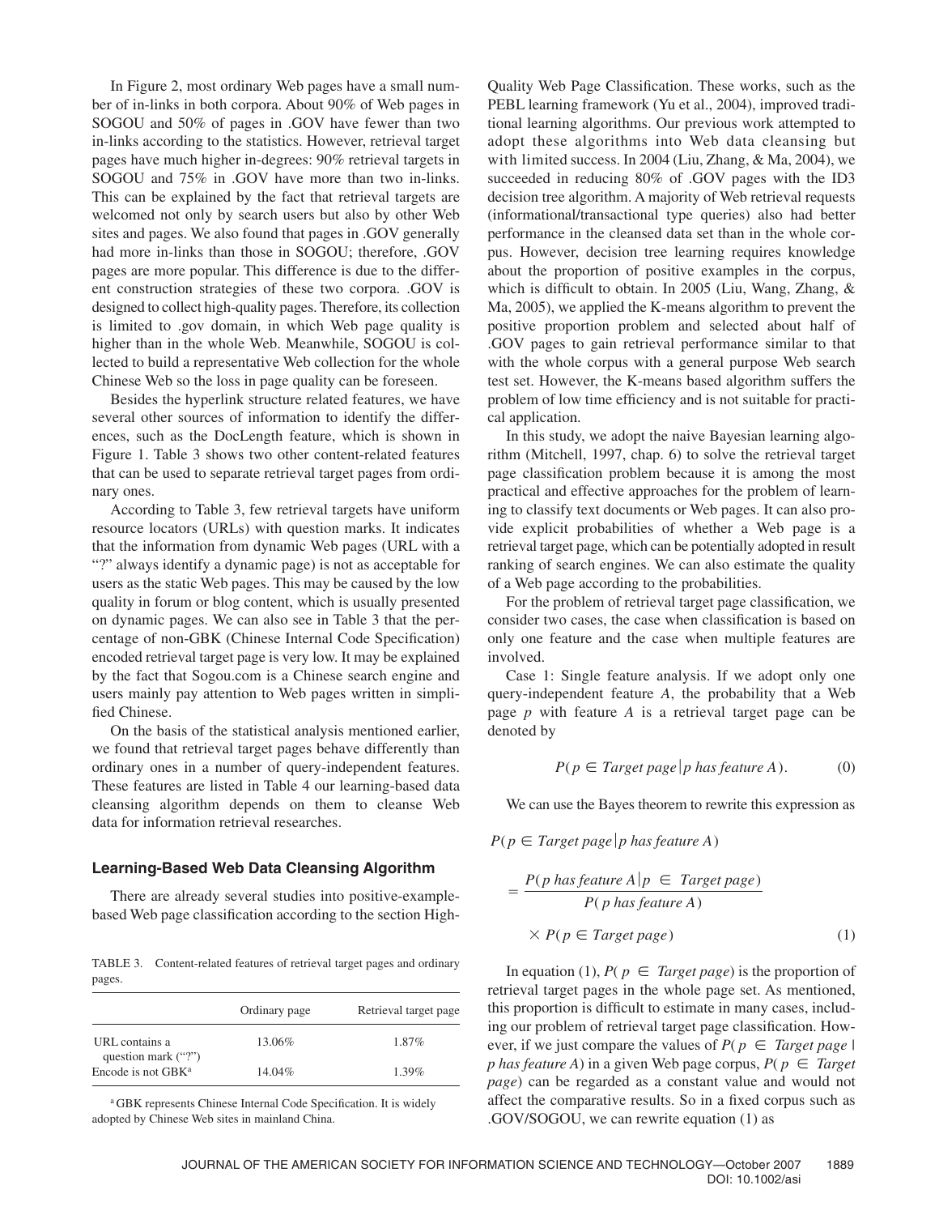In Figure 2, most ordinary Web pages have a small number of in-links in both corpora. About 90% of Web pages in SOGOU and 50% of pages in .GOV have fewer than two in-links according to the statistics. However, retrieval target pages have much higher in-degrees: 90% retrieval targets in SOGOU and 75% in .GOV have more than two in-links. This can be explained by the fact that retrieval targets are welcomed not only by search users but also by other Web sites and pages. We also found that pages in .GOV generally had more in-links than those in SOGOU; therefore, .GOV pages are more popular. This difference is due to the different construction strategies of these two corpora. .GOV is designed to collect high-quality pages. Therefore, its collection is limited to .gov domain, in which Web page quality is higher than in the whole Web. Meanwhile, SOGOU is collected to build a representative Web collection for the whole Chinese Web so the loss in page quality can be foreseen.

Besides the hyperlink structure related features, we have several other sources of information to identify the differences, such as the DocLength feature, which is shown in Figure 1. Table 3 shows two other content-related features that can be used to separate retrieval target pages from ordinary ones.

According to Table 3, few retrieval targets have uniform resource locators (URLs) with question marks. It indicates that the information from dynamic Web pages (URL with a "?" always identify a dynamic page) is not as acceptable for users as the static Web pages. This may be caused by the low quality in forum or blog content, which is usually presented on dynamic pages. We can also see in Table 3 that the percentage of non-GBK (Chinese Internal Code Specification) encoded retrieval target page is very low. It may be explained by the fact that Sogou.com is a Chinese search engine and users mainly pay attention to Web pages written in simplified Chinese.

On the basis of the statistical analysis mentioned earlier, we found that retrieval target pages behave differently than ordinary ones in a number of query-independent features. These features are listed in Table 4 our learning-based data cleansing algorithm depends on them to cleanse Web data for information retrieval researches.

### Learning-Based Web Data Cleansing Algorithm

There are already several studies into positive-example-based Web page classification according to the section High-Quality Web Page Classification. These works, such as the PEBL learning framework (Yu et al., 2004), improved traditional learning algorithms. Our previous work attempted to adopt these algorithms into Web data cleansing but with limited success. In 2004 (Liu, Zhang, & Ma, 2004), we succeeded in reducing 80% of .GOV pages with the ID3 decision tree algorithm. A majority of Web retrieval requests (informational/transactional type queries) also had better performance in the cleansed data set than in the whole corpus. However, decision tree learning requires knowledge about the proportion of positive examples in the corpus, which is difficult to obtain. In 2005 (Liu, Wang, Zhang, & Ma, 2005), we applied the K-means algorithm to prevent the positive proportion problem and selected about half of .GOV pages to gain retrieval performance similar to that with the whole corpus with a general purpose Web search test set. However, the K-means based algorithm suffers the problem of low time efficiency and is not suitable for practical application.

TABLE 3. Content-related features of retrieval target pages and ordinary pages.

| | Ordinary page | Retrieval target page |
|---|---|---|
| URL contains a question mark ("?") | 13.06% | 1.87% |
| Encode is not GBK[a] | 14.04% | 1.39% |

[a] GBK represents Chinese Internal Code Specification. It is widely adopted by Chinese Web sites in mainland China.

In this study, we adopt the naive Bayesian learning algorithm (Mitchell, 1997, chap. 6) to solve the retrieval target page classification problem because it is among the most practical and effective approaches for the problem of learning to classify text documents or Web pages. It can also provide explicit probabilities of whether a Web page is a retrieval target page, which can be potentially adopted in result ranking of search engines. We can also estimate the quality of a Web page according to the probabilities.

For the problem of retrieval target page classification, we consider two cases, the case when classification is based on only one feature and the case when multiple features are involved.

Case 1: Single feature analysis. If we adopt only one query-independent feature $A$, the probability that a Web page $p$ with feature $A$ is a retrieval target page can be denoted by

$$P(p \in \textit{Target page} \mid p \textit{ has feature } A). \tag{0}$$

We can use the Bayes theorem to rewrite this expression as

$$P(p \in \textit{Target page} \mid p \textit{ has feature } A) = \frac{P(p \textit{ has feature } A \mid p \in \textit{Target page})}{P(p \textit{ has feature } A)} \times P(p \in \textit{Target page}) \tag{1}$$

In equation (1), $P(p \in \textit{Target page})$ is the proportion of retrieval target pages in the whole page set. As mentioned, this proportion is difficult to estimate in many cases, including our problem of retrieval target page classification. However, if we just compare the values of $P(p \in \textit{Target page} \mid p \textit{ has feature } A)$ in a given Web page corpus, $P(p \in \textit{Target page})$ can be regarded as a constant value and would not affect the comparative results. So in a fixed corpus such as .GOV/SOGOU, we can rewrite equation (1) as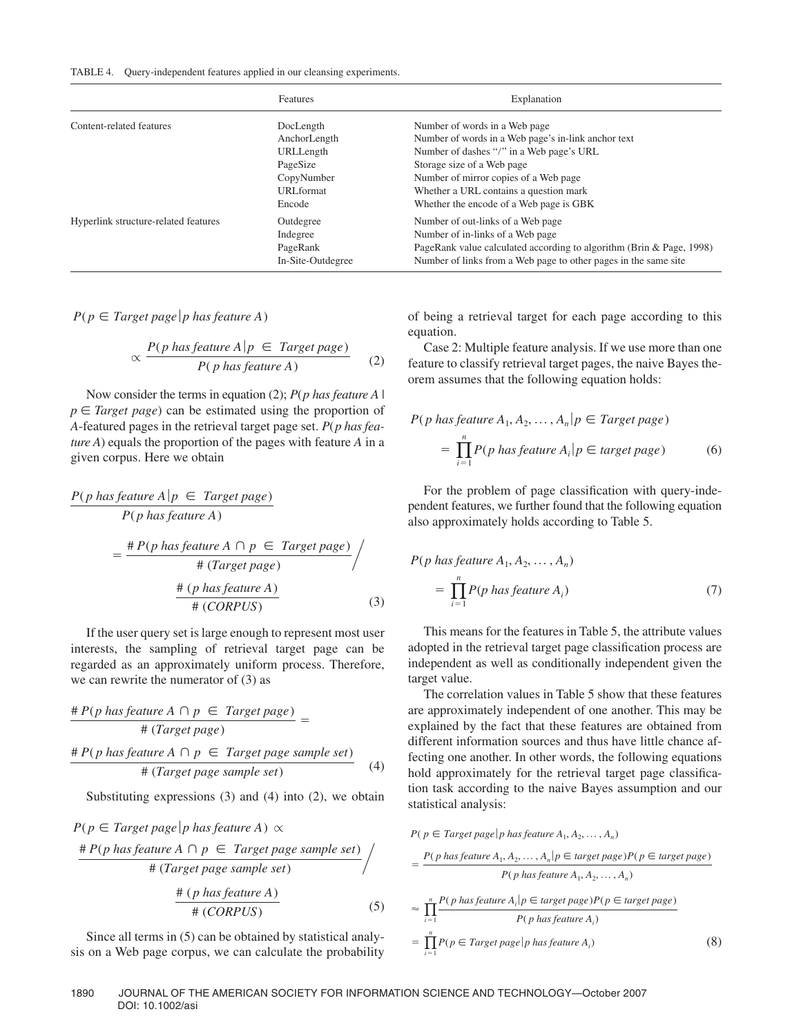TABLE 4. Query-independent features applied in our cleansing experiments.

| | Features | Explanation |
|---|---|---|
| Content-related features | DocLength | Number of words in a Web page |
| | AnchorLength | Number of words in a Web page's in-link anchor text |
| | URLLength | Number of dashes "/" in a Web page's URL |
| | PageSize | Storage size of a Web page |
| | CopyNumber | Number of mirror copies of a Web page |
| | URLformat | Whether a URL contains a question mark |
| | Encode | Whether the encode of a Web page is GBK |
| Hyperlink structure-related features | Outdegree | Number of out-links of a Web page |
| | Indegree | Number of in-links of a Web page |
| | PageRank | PageRank value calculated according to algorithm (Brin & Page, 1998) |
| | In-Site-Outdegree | Number of links from a Web page to other pages in the same site |

$$P(p \in \textit{Target page} \mid p \textit{ has feature } A) \propto \frac{P(p \textit{ has feature } A \mid p \in \textit{Target page})}{P(p \textit{ has feature } A)} \tag{2}$$

Now consider the terms in equation (2); $P(p \textit{ has feature } A \mid p \in \textit{Target page})$ can be estimated using the proportion of *A*-featured pages in the retrieval target page set. $P(p \textit{ has feature } A)$ equals the proportion of the pages with feature *A* in a given corpus. Here we obtain

$$\frac{P(p \textit{ has feature } A \mid p \in \textit{Target page})}{P(p \textit{ has feature } A)} = \frac{\#P(p \textit{ has feature } A \cap p \in \textit{Target page})}{\#(\textit{Target page})} \bigg/ \frac{\#(p \textit{ has feature } A)}{\#(\textit{CORPUS})} \tag{3}$$

If the user query set is large enough to represent most user interests, the sampling of retrieval target page can be regarded as an approximately uniform process. Therefore, we can rewrite the numerator of (3) as

$$\frac{\#P(p \textit{ has feature } A \cap p \in \textit{Target page})}{\#(\textit{Target page})} = \frac{\#P(p \textit{ has feature } A \cap p \in \textit{Target page sample set})}{\#(\textit{Target page sample set})} \tag{4}$$

Substituting expressions (3) and (4) into (2), we obtain

$$P(p \in \textit{Target page} \mid p \textit{ has feature } A) \propto \frac{\#P(p \textit{ has feature } A \cap p \in \textit{Target page sample set})}{\#(\textit{Target page sample set})} \bigg/ \frac{\#(p \textit{ has feature } A)}{\#(\textit{CORPUS})} \tag{5}$$

Since all terms in (5) can be obtained by statistical analysis on a Web page corpus, we can calculate the probability of being a retrieval target for each page according to this equation.

Case 2: Multiple feature analysis. If we use more than one feature to classify retrieval target pages, the naive Bayes theorem assumes that the following equation holds:

$$P(p \textit{ has feature } A_1, A_2, \ldots, A_n \mid p \in \textit{Target page}) = \prod_{i=1}^{n} P(p \textit{ has feature } A_i \mid p \in \textit{target page}) \tag{6}$$

For the problem of page classification with query-independent features, we further found that the following equation also approximately holds according to Table 5.

$$P(p \textit{ has feature } A_1, A_2, \ldots, A_n) = \prod_{i=1}^{n} P(p \textit{ has feature } A_i) \tag{7}$$

This means for the features in Table 5, the attribute values adopted in the retrieval target page classification process are independent as well as conditionally independent given the target value.

The correlation values in Table 5 show that these features are approximately independent of one another. This may be explained by the fact that these features are obtained from different information sources and thus have little chance affecting one another. In other words, the following equations hold approximately for the retrieval target page classification task according to the naive Bayes assumption and our statistical analysis:

$$\begin{aligned} & P(p \in \textit{Target page} \mid p \textit{ has feature } A_1, A_2, \ldots, A_n) \\ &= \frac{P(p \textit{ has feature } A_1, A_2, \ldots, A_n \mid p \in \textit{target page}) P(p \in \textit{target page})}{P(p \textit{ has feature } A_1, A_2, \ldots, A_n)} \\ &\approx \prod_{i=1}^{n} \frac{P(p \textit{ has feature } A_i \mid p \in \textit{target page}) P(p \in \textit{target page})}{P(p \textit{ has feature } A_i)} \\ &= \prod_{i=1}^{n} P(p \in \textit{Target page} \mid p \textit{ has feature } A_i) \end{aligned} \tag{8}$$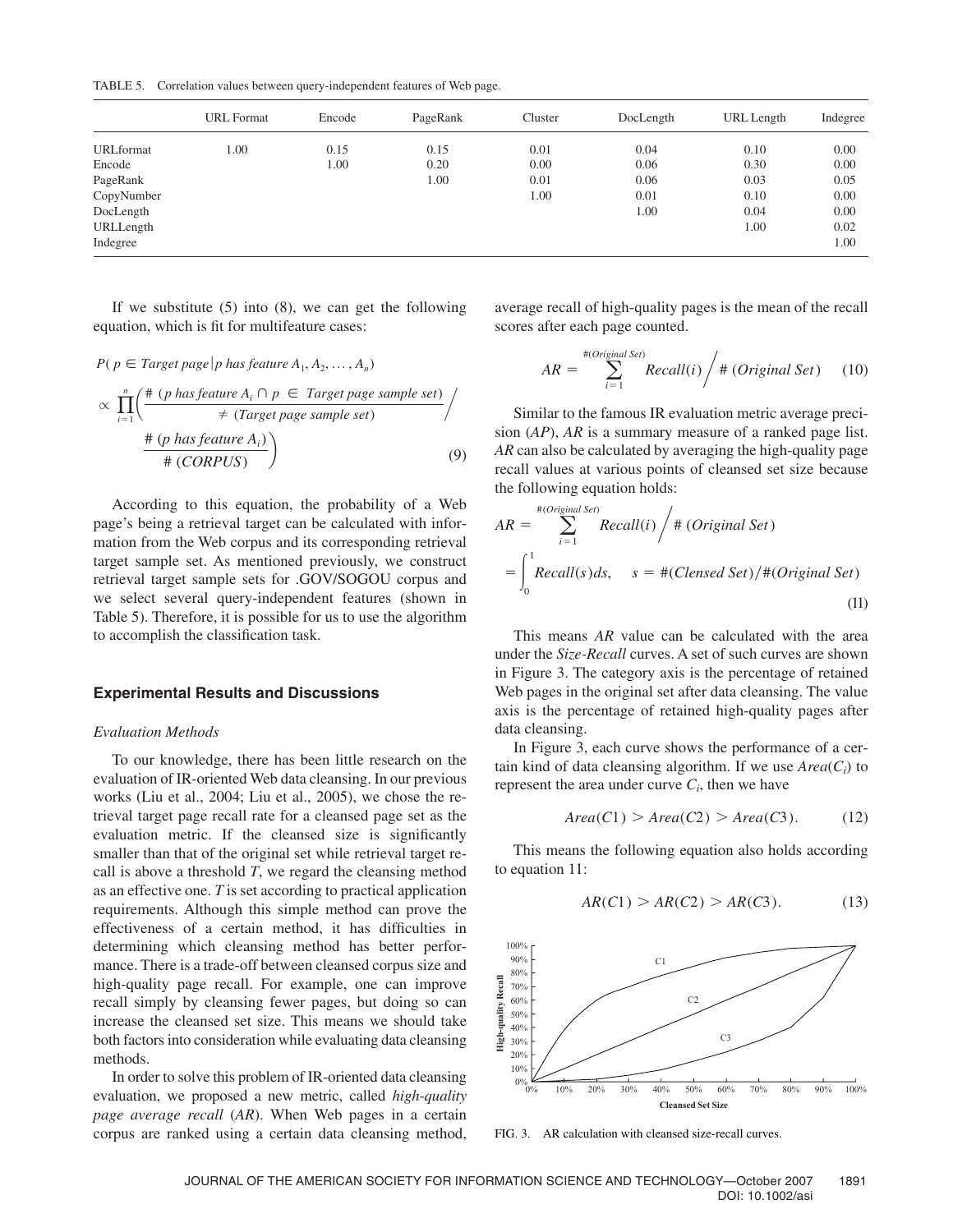TABLE 5. Correlation values between query-independent features of Web page.

| | URL Format | Encode | PageRank | Cluster | DocLength | URL Length | Indegree |
|---|---|---|---|---|---|---|---|
| URLformat | 1.00 | 0.15 | 0.15 | 0.01 | 0.04 | 0.10 | 0.00 |
| Encode | | 1.00 | 0.20 | 0.00 | 0.06 | 0.30 | 0.00 |
| PageRank | | | 1.00 | 0.01 | 0.06 | 0.03 | 0.05 |
| CopyNumber | | | | 1.00 | 0.01 | 0.10 | 0.00 |
| DocLength | | | | | 1.00 | 0.04 | 0.00 |
| URLLength | | | | | | 1.00 | 0.02 |
| Indegree | | | | | | | 1.00 |

If we substitute (5) into (8), we can get the following equation, which is fit for multifeature cases:

$$P(\, p \in \textit{Target page} \,|\, p \textit{ has feature } A_1, A_2, \ldots, A_n) \propto \prod_{i=1}^{n} \left( \frac{\#\,(p \textit{ has feature } A_i \cap p \in \textit{Target page sample set})}{\neq\,(\textit{Target page sample set})} \Bigg/ \frac{\#\,(p \textit{ has feature } A_i)}{\#\,(\textit{CORPUS})} \right) \tag{9}$$

According to this equation, the probability of a Web page's being a retrieval target can be calculated with information from the Web corpus and its corresponding retrieval target sample set. As mentioned previously, we construct retrieval target sample sets for .GOV/SOGOU corpus and we select several query-independent features (shown in Table 5). Therefore, it is possible for us to use the algorithm to accomplish the classification task.

## Experimental Results and Discussions

### *Evaluation Methods*

To our knowledge, there has been little research on the evaluation of IR-oriented Web data cleansing. In our previous works (Liu et al., 2004; Liu et al., 2005), we chose the retrieval target page recall rate for a cleansed page set as the evaluation metric. If the cleansed size is significantly smaller than that of the original set while retrieval target recall is above a threshold $T$, we regard the cleansing method as an effective one. $T$ is set according to practical application requirements. Although this simple method can prove the effectiveness of a certain method, it has difficulties in determining which cleansing method has better performance. There is a trade-off between cleansed corpus size and high-quality page recall. For example, one can improve recall simply by cleansing fewer pages, but doing so can increase the cleansed set size. This means we should take both factors into consideration while evaluating data cleansing methods.

In order to solve this problem of IR-oriented data cleansing evaluation, we proposed a new metric, called *high-quality page average recall* (*AR*). When Web pages in a certain corpus are ranked using a certain data cleansing method, average recall of high-quality pages is the mean of the recall scores after each page counted.

$$AR = \sum_{i=1}^{\#(\textit{Original Set})} \textit{Recall}(i) \Big/ \#\,(\textit{Original Set}) \tag{10}$$

Similar to the famous IR evaluation metric average precision (*AP*), *AR* is a summary measure of a ranked page list. *AR* can also be calculated by averaging the high-quality page recall values at various points of cleansed set size because the following equation holds:

$$AR = \sum_{i=1}^{\#(\textit{Original Set})} \textit{Recall}(i) \Big/ \#\,(\textit{Original Set}) = \int_0^1 \textit{Recall}(s)ds, \quad s = \#(\textit{Clensed Set})/\#(\textit{Original Set}) \tag{11}$$

This means *AR* value can be calculated with the area under the *Size-Recall* curves. A set of such curves are shown in Figure 3. The category axis is the percentage of retained Web pages in the original set after data cleansing. The value axis is the percentage of retained high-quality pages after data cleansing.

In Figure 3, each curve shows the performance of a certain kind of data cleansing algorithm. If we use $Area(C_i)$ to represent the area under curve $C_i$, then we have

$$Area(C1) > Area(C2) > Area(C3). \tag{12}$$

This means the following equation also holds according to equation 11:

$$AR(C1) > AR(C2) > AR(C3). \tag{13}$$

FIG. 3. AR calculation with cleansed size-recall curves.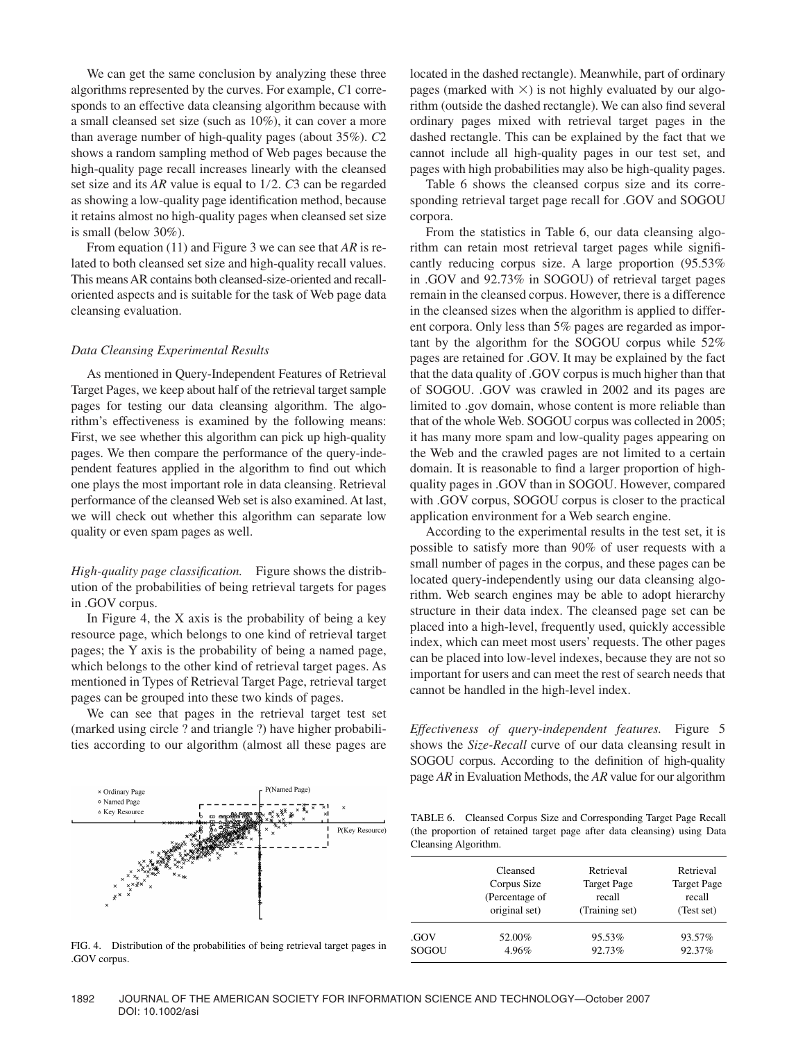We can get the same conclusion by analyzing these three algorithms represented by the curves. For example, *C*1 corresponds to an effective data cleansing algorithm because with a small cleansed set size (such as 10%), it can cover a more than average number of high-quality pages (about 35%). *C*2 shows a random sampling method of Web pages because the high-quality page recall increases linearly with the cleansed set size and its *AR* value is equal to 1/2. *C*3 can be regarded as showing a low-quality page identification method, because it retains almost no high-quality pages when cleansed set size is small (below 30%).

From equation (11) and Figure 3 we can see that *AR* is related to both cleansed set size and high-quality recall values. This means AR contains both cleansed-size-oriented and recall-oriented aspects and is suitable for the task of Web page data cleansing evaluation.

### *Data Cleansing Experimental Results*

As mentioned in Query-Independent Features of Retrieval Target Pages, we keep about half of the retrieval target sample pages for testing our data cleansing algorithm. The algorithm's effectiveness is examined by the following means: First, we see whether this algorithm can pick up high-quality pages. We then compare the performance of the query-independent features applied in the algorithm to find out which one plays the most important role in data cleansing. Retrieval performance of the cleansed Web set is also examined. At last, we will check out whether this algorithm can separate low quality or even spam pages as well.

*High-quality page classification.* Figure shows the distribution of the probabilities of being retrieval targets for pages in .GOV corpus.

In Figure 4, the X axis is the probability of being a key resource page, which belongs to one kind of retrieval target pages; the Y axis is the probability of being a named page, which belongs to the other kind of retrieval target pages. As mentioned in Types of Retrieval Target Page, retrieval target pages can be grouped into these two kinds of pages.

We can see that pages in the retrieval target test set (marked using circle ? and triangle ?) have higher probabilities according to our algorithm (almost all these pages are located in the dashed rectangle). Meanwhile, part of ordinary pages (marked with ×) is not highly evaluated by our algorithm (outside the dashed rectangle). We can also find several ordinary pages mixed with retrieval target pages in the dashed rectangle. This can be explained by the fact that we cannot include all high-quality pages in our test set, and pages with high probabilities may also be high-quality pages.

× Ordinary Page
○ Named Page
△ Key Resource
P(Named Page)
P(Key Resource)

FIG. 4. Distribution of the probabilities of being retrieval target pages in .GOV corpus.

Table 6 shows the cleansed corpus size and its corresponding retrieval target page recall for .GOV and SOGOU corpora.

From the statistics in Table 6, our data cleansing algorithm can retain most retrieval target pages while significantly reducing corpus size. A large proportion (95.53% in .GOV and 92.73% in SOGOU) of retrieval target pages remain in the cleansed corpus. However, there is a difference in the cleansed sizes when the algorithm is applied to different corpora. Only less than 5% pages are regarded as important by the algorithm for the SOGOU corpus while 52% pages are retained for .GOV. It may be explained by the fact that the data quality of .GOV corpus is much higher than that of SOGOU. .GOV was crawled in 2002 and its pages are limited to .gov domain, whose content is more reliable than that of the whole Web. SOGOU corpus was collected in 2005; it has many more spam and low-quality pages appearing on the Web and the crawled pages are not limited to a certain domain. It is reasonable to find a larger proportion of high-quality pages in .GOV than in SOGOU. However, compared with .GOV corpus, SOGOU corpus is closer to the practical application environment for a Web search engine.

According to the experimental results in the test set, it is possible to satisfy more than 90% of user requests with a small number of pages in the corpus, and these pages can be located query-independently using our data cleansing algorithm. Web search engines may be able to adopt hierarchy structure in their data index. The cleansed page set can be placed into a high-level, frequently used, quickly accessible index, which can meet most users' requests. The other pages can be placed into low-level indexes, because they are not so important for users and can meet the rest of search needs that cannot be handled in the high-level index.

*Effectiveness of query-independent features.* Figure 5 shows the *Size-Recall* curve of our data cleansing result in SOGOU corpus. According to the definition of high-quality page *AR* in Evaluation Methods, the *AR* value for our algorithm

TABLE 6. Cleansed Corpus Size and Corresponding Target Page Recall (the proportion of retained target page after data cleansing) using Data Cleansing Algorithm.

| | Cleansed Corpus Size (Percentage of original set) | Retrieval Target Page recall (Training set) | Retrieval Target Page recall (Test set) |
|---|---|---|---|
| .GOV | 52.00% | 95.53% | 93.57% |
| SOGOU | 4.96% | 92.73% | 92.37% |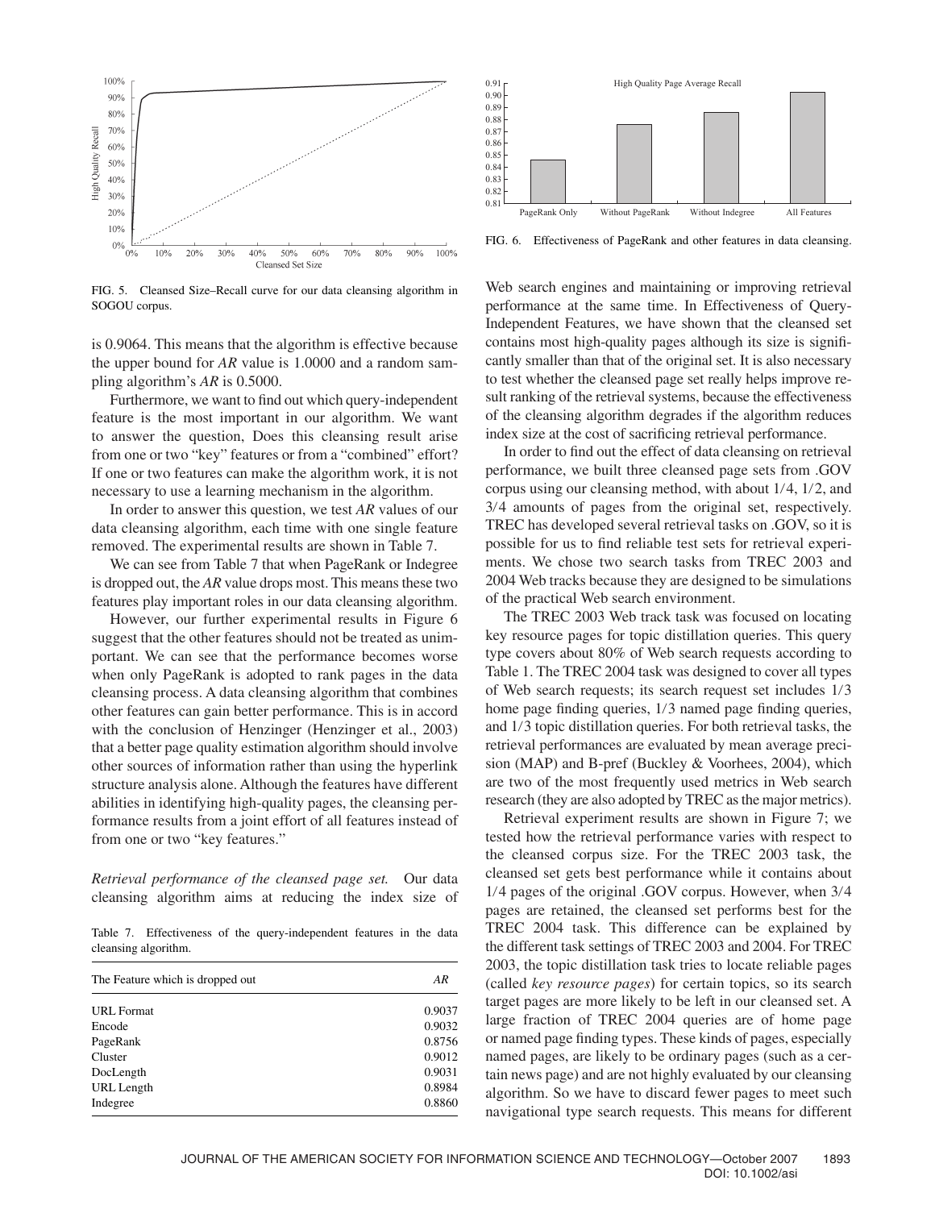FIG. 5. Cleansed Size–Recall curve for our data cleansing algorithm in SOGOU corpus.

is 0.9064. This means that the algorithm is effective because the upper bound for *AR* value is 1.0000 and a random sampling algorithm's *AR* is 0.5000.

Furthermore, we want to find out which query-independent feature is the most important in our algorithm. We want to answer the question, Does this cleansing result arise from one or two "key" features or from a "combined" effort? If one or two features can make the algorithm work, it is not necessary to use a learning mechanism in the algorithm.

In order to answer this question, we test *AR* values of our data cleansing algorithm, each time with one single feature removed. The experimental results are shown in Table 7.

We can see from Table 7 that when PageRank or Indegree is dropped out, the *AR* value drops most. This means these two features play important roles in our data cleansing algorithm.

However, our further experimental results in Figure 6 suggest that the other features should not be treated as unimportant. We can see that the performance becomes worse when only PageRank is adopted to rank pages in the data cleansing process. A data cleansing algorithm that combines other features can gain better performance. This is in accord with the conclusion of Henzinger (Henzinger et al., 2003) that a better page quality estimation algorithm should involve other sources of information rather than using the hyperlink structure analysis alone. Although the features have different abilities in identifying high-quality pages, the cleansing performance results from a joint effort of all features instead of from one or two "key features."

*Retrieval performance of the cleansed page set.* Our data cleansing algorithm aims at reducing the index size of

Table 7. Effectiveness of the query-independent features in the data cleansing algorithm.

| The Feature which is dropped out | *AR* |
|---|---|
| URL Format | 0.9037 |
| Encode | 0.9032 |
| PageRank | 0.8756 |
| Cluster | 0.9012 |
| DocLength | 0.9031 |
| URL Length | 0.8984 |
| Indegree | 0.8860 |

FIG. 6. Effectiveness of PageRank and other features in data cleansing.

Web search engines and maintaining or improving retrieval performance at the same time. In Effectiveness of Query-Independent Features, we have shown that the cleansed set contains most high-quality pages although its size is significantly smaller than that of the original set. It is also necessary to test whether the cleansed page set really helps improve result ranking of the retrieval systems, because the effectiveness of the cleansing algorithm degrades if the algorithm reduces index size at the cost of sacrificing retrieval performance.

In order to find out the effect of data cleansing on retrieval performance, we built three cleansed page sets from .GOV corpus using our cleansing method, with about 1/4, 1/2, and 3/4 amounts of pages from the original set, respectively. TREC has developed several retrieval tasks on .GOV, so it is possible for us to find reliable test sets for retrieval experiments. We chose two search tasks from TREC 2003 and 2004 Web tracks because they are designed to be simulations of the practical Web search environment.

The TREC 2003 Web track task was focused on locating key resource pages for topic distillation queries. This query type covers about 80% of Web search requests according to Table 1. The TREC 2004 task was designed to cover all types of Web search requests; its search request set includes 1/3 home page finding queries, 1/3 named page finding queries, and 1/3 topic distillation queries. For both retrieval tasks, the retrieval performances are evaluated by mean average precision (MAP) and B-pref (Buckley & Voorhees, 2004), which are two of the most frequently used metrics in Web search research (they are also adopted by TREC as the major metrics).

Retrieval experiment results are shown in Figure 7; we tested how the retrieval performance varies with respect to the cleansed corpus size. For the TREC 2003 task, the cleansed set gets best performance while it contains about 1/4 pages of the original .GOV corpus. However, when 3/4 pages are retained, the cleansed set performs best for the TREC 2004 task. This difference can be explained by the different task settings of TREC 2003 and 2004. For TREC 2003, the topic distillation task tries to locate reliable pages (called *key resource pages*) for certain topics, so its search target pages are more likely to be left in our cleansed set. A large fraction of TREC 2004 queries are of home page or named page finding types. These kinds of pages, especially named pages, are likely to be ordinary pages (such as a certain news page) and are not highly evaluated by our cleansing algorithm. So we have to discard fewer pages to meet such navigational type search requests. This means for different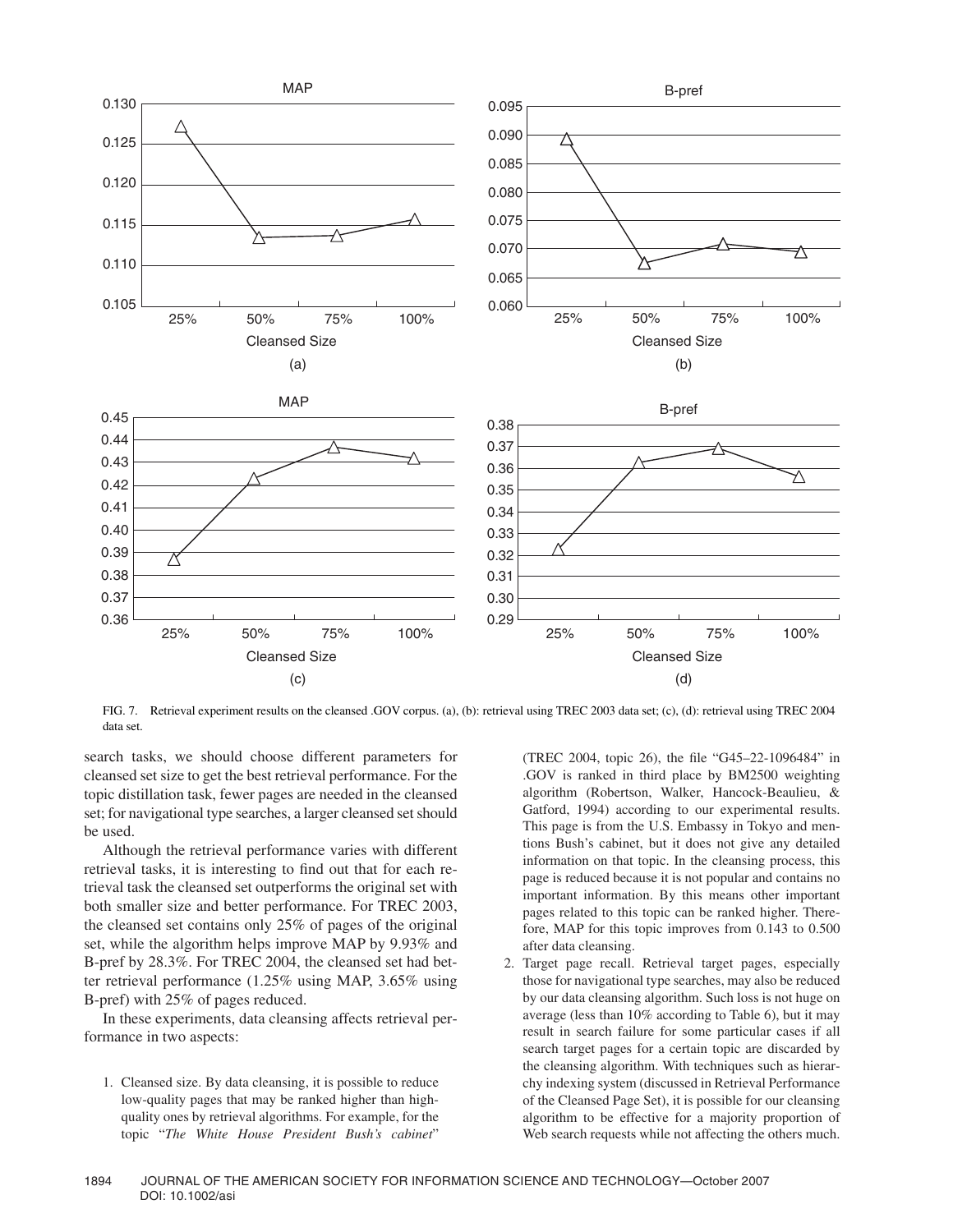FIG. 7. Retrieval experiment results on the cleansed .GOV corpus. (a), (b): retrieval using TREC 2003 data set; (c), (d): retrieval using TREC 2004 data set.

search tasks, we should choose different parameters for cleansed set size to get the best retrieval performance. For the topic distillation task, fewer pages are needed in the cleansed set; for navigational type searches, a larger cleansed set should be used.

Although the retrieval performance varies with different retrieval tasks, it is interesting to find out that for each retrieval task the cleansed set outperforms the original set with both smaller size and better performance. For TREC 2003, the cleansed set contains only 25% of pages of the original set, while the algorithm helps improve MAP by 9.93% and B-pref by 28.3%. For TREC 2004, the cleansed set had better retrieval performance (1.25% using MAP, 3.65% using B-pref) with 25% of pages reduced.

In these experiments, data cleansing affects retrieval performance in two aspects:

1. Cleansed size. By data cleansing, it is possible to reduce low-quality pages that may be ranked higher than high-quality ones by retrieval algorithms. For example, for the topic "*The White House President Bush's cabinet*" (TREC 2004, topic 26), the file "G45–22-1096484" in .GOV is ranked in third place by BM2500 weighting algorithm (Robertson, Walker, Hancock-Beaulieu, & Gatford, 1994) according to our experimental results. This page is from the U.S. Embassy in Tokyo and mentions Bush's cabinet, but it does not give any detailed information on that topic. In the cleansing process, this page is reduced because it is not popular and contains no important information. By this means other important pages related to this topic can be ranked higher. Therefore, MAP for this topic improves from 0.143 to 0.500 after data cleansing.
2. Target page recall. Retrieval target pages, especially those for navigational type searches, may also be reduced by our data cleansing algorithm. Such loss is not huge on average (less than 10% according to Table 6), but it may result in search failure for some particular cases if all search target pages for a certain topic are discarded by the cleansing algorithm. With techniques such as hierarchy indexing system (discussed in Retrieval Performance of the Cleansed Page Set), it is possible for our cleansing algorithm to be effective for a majority proportion of Web search requests while not affecting the others much.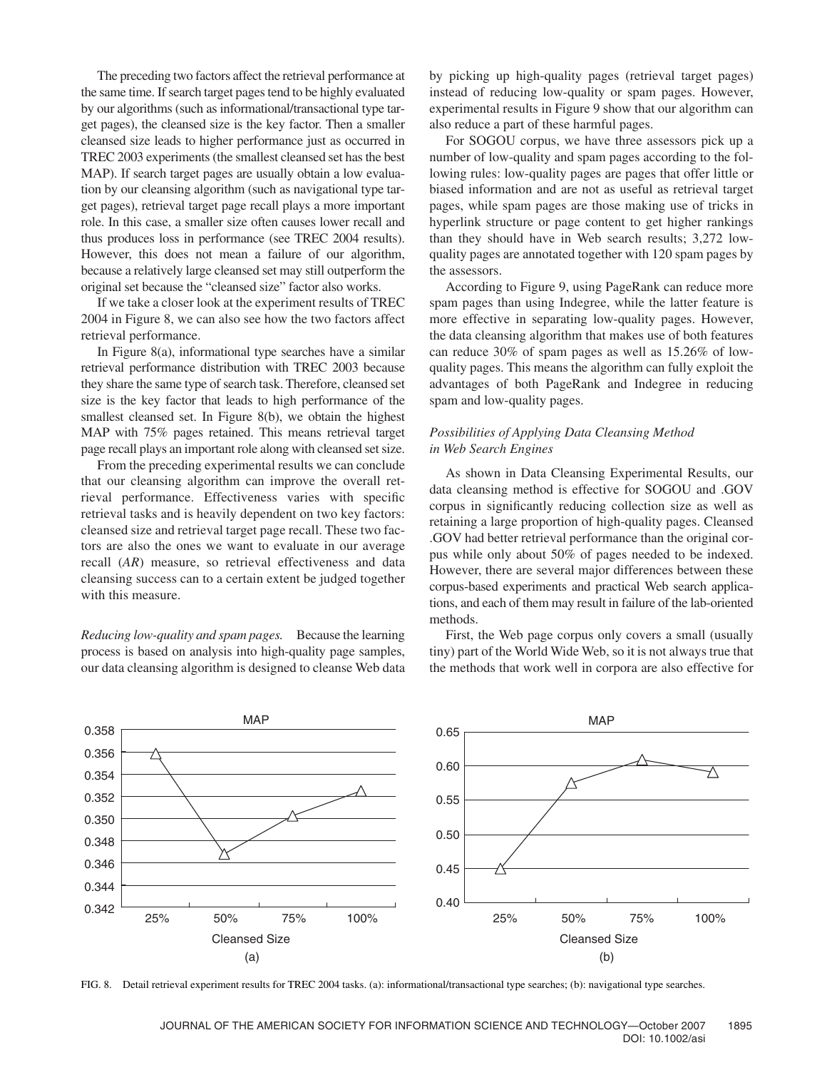The preceding two factors affect the retrieval performance at the same time. If search target pages tend to be highly evaluated by our algorithms (such as informational/transactional type target pages), the cleansed size is the key factor. Then a smaller cleansed size leads to higher performance just as occurred in TREC 2003 experiments (the smallest cleansed set has the best MAP). If search target pages are usually obtain a low evaluation by our cleansing algorithm (such as navigational type target pages), retrieval target page recall plays a more important role. In this case, a smaller size often causes lower recall and thus produces loss in performance (see TREC 2004 results). However, this does not mean a failure of our algorithm, because a relatively large cleansed set may still outperform the original set because the "cleansed size" factor also works.

If we take a closer look at the experiment results of TREC 2004 in Figure 8, we can also see how the two factors affect retrieval performance.

In Figure 8(a), informational type searches have a similar retrieval performance distribution with TREC 2003 because they share the same type of search task. Therefore, cleansed set size is the key factor that leads to high performance of the smallest cleansed set. In Figure 8(b), we obtain the highest MAP with 75% pages retained. This means retrieval target page recall plays an important role along with cleansed set size.

From the preceding experimental results we can conclude that our cleansing algorithm can improve the overall retrieval performance. Effectiveness varies with specific retrieval tasks and is heavily dependent on two key factors: cleansed size and retrieval target page recall. These two factors are also the ones we want to evaluate in our average recall (*AR*) measure, so retrieval effectiveness and data cleansing success can to a certain extent be judged together with this measure.

*Reducing low-quality and spam pages.* Because the learning process is based on analysis into high-quality page samples, our data cleansing algorithm is designed to cleanse Web data by picking up high-quality pages (retrieval target pages) instead of reducing low-quality or spam pages. However, experimental results in Figure 9 show that our algorithm can also reduce a part of these harmful pages.

For SOGOU corpus, we have three assessors pick up a number of low-quality and spam pages according to the following rules: low-quality pages are pages that offer little or biased information and are not as useful as retrieval target pages, while spam pages are those making use of tricks in hyperlink structure or page content to get higher rankings than they should have in Web search results; 3,272 low-quality pages are annotated together with 120 spam pages by the assessors.

According to Figure 9, using PageRank can reduce more spam pages than using Indegree, while the latter feature is more effective in separating low-quality pages. However, the data cleansing algorithm that makes use of both features can reduce 30% of spam pages as well as 15.26% of low-quality pages. This means the algorithm can fully exploit the advantages of both PageRank and Indegree in reducing spam and low-quality pages.

### *Possibilities of Applying Data Cleansing Method in Web Search Engines*

As shown in Data Cleansing Experimental Results, our data cleansing method is effective for SOGOU and .GOV corpus in significantly reducing collection size as well as retaining a large proportion of high-quality pages. Cleansed .GOV had better retrieval performance than the original corpus while only about 50% of pages needed to be indexed. However, there are several major differences between these corpus-based experiments and practical Web search applications, and each of them may result in failure of the lab-oriented methods.

First, the Web page corpus only covers a small (usually tiny) part of the World Wide Web, so it is not always true that the methods that work well in corpora are also effective for

FIG. 8. Detail retrieval experiment results for TREC 2004 tasks. (a): informational/transactional type searches; (b): navigational type searches.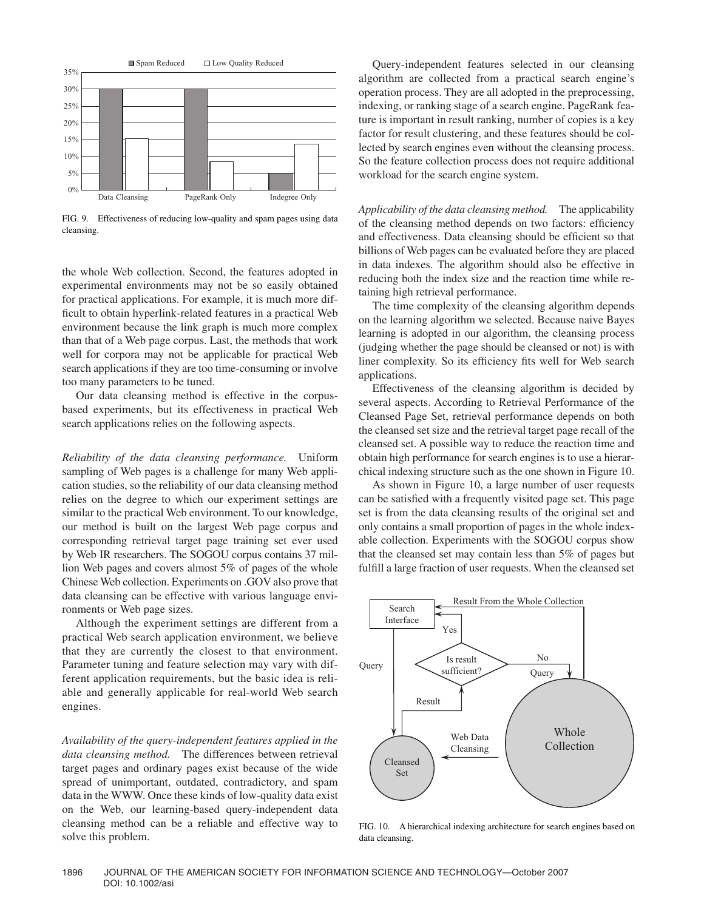■ Spam Reduced □ Low Quality Reduced

35%
30%
25%
20%
15%
10%
5%
0%

Data Cleansing
PageRank Only
Indegree Only

FIG. 9. Effectiveness of reducing low-quality and spam pages using data cleansing.

the whole Web collection. Second, the features adopted in experimental environments may not be so easily obtained for practical applications. For example, it is much more difficult to obtain hyperlink-related features in a practical Web environment because the link graph is much more complex than that of a Web page corpus. Last, the methods that work well for corpora may not be applicable for practical Web search applications if they are too time-consuming or involve too many parameters to be tuned.

Our data cleansing method is effective in the corpus-based experiments, but its effectiveness in practical Web search applications relies on the following aspects.

*Reliability of the data cleansing performance.* Uniform sampling of Web pages is a challenge for many Web application studies, so the reliability of our data cleansing method relies on the degree to which our experiment settings are similar to the practical Web environment. To our knowledge, our method is built on the largest Web page corpus and corresponding retrieval target page training set ever used by Web IR researchers. The SOGOU corpus contains 37 million Web pages and covers almost 5% of pages of the whole Chinese Web collection. Experiments on .GOV also prove that data cleansing can be effective with various language environments or Web page sizes.

Although the experiment settings are different from a practical Web search application environment, we believe that they are currently the closest to that environment. Parameter tuning and feature selection may vary with different application requirements, but the basic idea is reliable and generally applicable for real-world Web search engines.

*Availability of the query-independent features applied in the data cleansing method.* The differences between retrieval target pages and ordinary pages exist because of the wide spread of unimportant, outdated, contradictory, and spam data in the WWW. Once these kinds of low-quality data exist on the Web, our learning-based query-independent data cleansing method can be a reliable and effective way to solve this problem.

Query-independent features selected in our cleansing algorithm are collected from a practical search engine's operation process. They are all adopted in the preprocessing, indexing, or ranking stage of a search engine. PageRank feature is important in result ranking, number of copies is a key factor for result clustering, and these features should be collected by search engines even without the cleansing process. So the feature collection process does not require additional workload for the search engine system.

*Applicability of the data cleansing method.* The applicability of the cleansing method depends on two factors: efficiency and effectiveness. Data cleansing should be efficient so that billions of Web pages can be evaluated before they are placed in data indexes. The algorithm should also be effective in reducing both the index size and the reaction time while retaining high retrieval performance.

The time complexity of the cleansing algorithm depends on the learning algorithm we selected. Because naive Bayes learning is adopted in our algorithm, the cleansing process (judging whether the page should be cleansed or not) is with liner complexity. So its efficiency fits well for Web search applications.

Effectiveness of the cleansing algorithm is decided by several aspects. According to Retrieval Performance of the Cleansed Page Set, retrieval performance depends on both the cleansed set size and the retrieval target page recall of the cleansed set. A possible way to reduce the reaction time and obtain high performance for search engines is to use a hierarchical indexing structure such as the one shown in Figure 10.

As shown in Figure 10, a large number of user requests can be satisfied with a frequently visited page set. This page set is from the data cleansing results of the original set and only contains a small proportion of pages in the whole indexable collection. Experiments with the SOGOU corpus show that the cleansed set may contain less than 5% of pages but fulfill a large fraction of user requests. When the cleansed set

Search Interface
Result From the Whole Collection
Yes
Is result sufficient?
No
Query
Query
Result
Web Data Cleansing
Whole Collection
Cleansed Set

FIG. 10. A hierarchical indexing architecture for search engines based on data cleansing.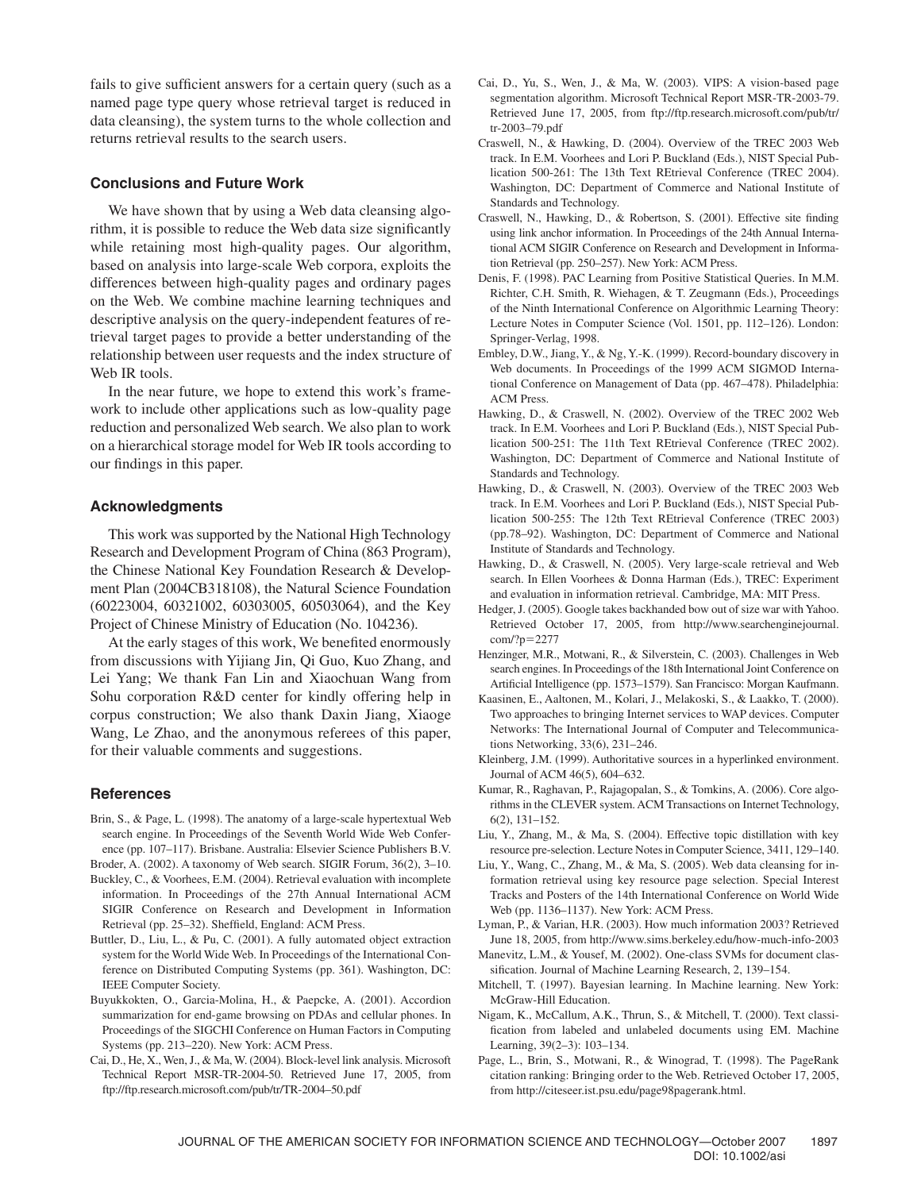fails to give sufficient answers for a certain query (such as a named page type query whose retrieval target is reduced in data cleansing), the system turns to the whole collection and returns retrieval results to the search users.

## Conclusions and Future Work

We have shown that by using a Web data cleansing algorithm, it is possible to reduce the Web data size significantly while retaining most high-quality pages. Our algorithm, based on analysis into large-scale Web corpora, exploits the differences between high-quality pages and ordinary pages on the Web. We combine machine learning techniques and descriptive analysis on the query-independent features of retrieval target pages to provide a better understanding of the relationship between user requests and the index structure of Web IR tools.

In the near future, we hope to extend this work's framework to include other applications such as low-quality page reduction and personalized Web search. We also plan to work on a hierarchical storage model for Web IR tools according to our findings in this paper.

## Acknowledgments

This work was supported by the National High Technology Research and Development Program of China (863 Program), the Chinese National Key Foundation Research & Development Plan (2004CB318108), the Natural Science Foundation (60223004, 60321002, 60303005, 60503064), and the Key Project of Chinese Ministry of Education (No. 104236).

At the early stages of this work, We benefited enormously from discussions with Yijiang Jin, Qi Guo, Kuo Zhang, and Lei Yang; We thank Fan Lin and Xiaochuan Wang from Sohu corporation R&D center for kindly offering help in corpus construction; We also thank Daxin Jiang, Xiaoge Wang, Le Zhao, and the anonymous referees of this paper, for their valuable comments and suggestions.

## References

Brin, S., & Page, L. (1998). The anatomy of a large-scale hypertextual Web search engine. In Proceedings of the Seventh World Wide Web Conference (pp. 107–117). Brisbane. Australia: Elsevier Science Publishers B.V.

Broder, A. (2002). A taxonomy of Web search. SIGIR Forum, 36(2), 3–10.

Buckley, C., & Voorhees, E.M. (2004). Retrieval evaluation with incomplete information. In Proceedings of the 27th Annual International ACM SIGIR Conference on Research and Development in Information Retrieval (pp. 25–32). Sheffield, England: ACM Press.

Buttler, D., Liu, L., & Pu, C. (2001). A fully automated object extraction system for the World Wide Web. In Proceedings of the International Conference on Distributed Computing Systems (pp. 361). Washington, DC: IEEE Computer Society.

Buyukkokten, O., Garcia-Molina, H., & Paepcke, A. (2001). Accordion summarization for end-game browsing on PDAs and cellular phones. In Proceedings of the SIGCHI Conference on Human Factors in Computing Systems (pp. 213–220). New York: ACM Press.

Cai, D., He, X., Wen, J., & Ma, W. (2004). Block-level link analysis. Microsoft Technical Report MSR-TR-2004-50. Retrieved June 17, 2005, from ftp://ftp.research.microsoft.com/pub/tr/TR-2004–50.pdf

Cai, D., Yu, S., Wen, J., & Ma, W. (2003). VIPS: A vision-based page segmentation algorithm. Microsoft Technical Report MSR-TR-2003-79. Retrieved June 17, 2005, from ftp://ftp.research.microsoft.com/pub/tr/tr-2003–79.pdf

Craswell, N., & Hawking, D. (2004). Overview of the TREC 2003 Web track. In E.M. Voorhees and Lori P. Buckland (Eds.), NIST Special Publication 500-261: The 13th Text REtrieval Conference (TREC 2004). Washington, DC: Department of Commerce and National Institute of Standards and Technology.

Craswell, N., Hawking, D., & Robertson, S. (2001). Effective site finding using link anchor information. In Proceedings of the 24th Annual International ACM SIGIR Conference on Research and Development in Information Retrieval (pp. 250–257). New York: ACM Press.

Denis, F. (1998). PAC Learning from Positive Statistical Queries. In M.M. Richter, C.H. Smith, R. Wiehagen, & T. Zeugmann (Eds.), Proceedings of the Ninth International Conference on Algorithmic Learning Theory: Lecture Notes in Computer Science (Vol. 1501, pp. 112–126). London: Springer-Verlag, 1998.

Embley, D.W., Jiang, Y., & Ng, Y.-K. (1999). Record-boundary discovery in Web documents. In Proceedings of the 1999 ACM SIGMOD International Conference on Management of Data (pp. 467–478). Philadelphia: ACM Press.

Hawking, D., & Craswell, N. (2002). Overview of the TREC 2002 Web track. In E.M. Voorhees and Lori P. Buckland (Eds.), NIST Special Publication 500-251: The 11th Text REtrieval Conference (TREC 2002). Washington, DC: Department of Commerce and National Institute of Standards and Technology.

Hawking, D., & Craswell, N. (2003). Overview of the TREC 2003 Web track. In E.M. Voorhees and Lori P. Buckland (Eds.), NIST Special Publication 500-255: The 12th Text REtrieval Conference (TREC 2003) (pp.78–92). Washington, DC: Department of Commerce and National Institute of Standards and Technology.

Hawking, D., & Craswell, N. (2005). Very large-scale retrieval and Web search. In Ellen Voorhees & Donna Harman (Eds.), TREC: Experiment and evaluation in information retrieval. Cambridge, MA: MIT Press.

Hedger, J. (2005). Google takes backhanded bow out of size war with Yahoo. Retrieved October 17, 2005, from http://www.searchenginejournal.com/?p=2277

Henzinger, M.R., Motwani, R., & Silverstein, C. (2003). Challenges in Web search engines. In Proceedings of the 18th International Joint Conference on Artificial Intelligence (pp. 1573–1579). San Francisco: Morgan Kaufmann.

Kaasinen, E., Aaltonen, M., Kolari, J., Melakoski, S., & Laakko, T. (2000). Two approaches to bringing Internet services to WAP devices. Computer Networks: The International Journal of Computer and Telecommunications Networking, 33(6), 231–246.

Kleinberg, J.M. (1999). Authoritative sources in a hyperlinked environment. Journal of ACM 46(5), 604–632.

Kumar, R., Raghavan, P., Rajagopalan, S., & Tomkins, A. (2006). Core algorithms in the CLEVER system. ACM Transactions on Internet Technology, 6(2), 131–152.

Liu, Y., Zhang, M., & Ma, S. (2004). Effective topic distillation with key resource pre-selection. Lecture Notes in Computer Science, 3411, 129–140.

Liu, Y., Wang, C., Zhang, M., & Ma, S. (2005). Web data cleansing for information retrieval using key resource page selection. Special Interest Tracks and Posters of the 14th International Conference on World Wide Web (pp. 1136–1137). New York: ACM Press.

Lyman, P., & Varian, H.R. (2003). How much information 2003? Retrieved June 18, 2005, from http://www.sims.berkeley.edu/how-much-info-2003

Manevitz, L.M., & Yousef, M. (2002). One-class SVMs for document classification. Journal of Machine Learning Research, 2, 139–154.

Mitchell, T. (1997). Bayesian learning. In Machine learning. New York: McGraw-Hill Education.

Nigam, K., McCallum, A.K., Thrun, S., & Mitchell, T. (2000). Text classification from labeled and unlabeled documents using EM. Machine Learning, 39(2–3): 103–134.

Page, L., Brin, S., Motwani, R., & Winograd, T. (1998). The PageRank citation ranking: Bringing order to the Web. Retrieved October 17, 2005, from http://citeseer.ist.psu.edu/page98pagerank.html.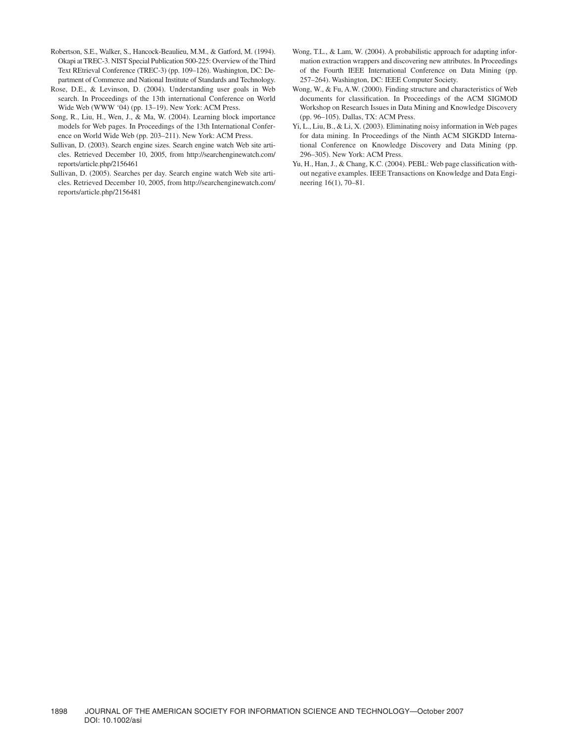Robertson, S.E., Walker, S., Hancock-Beaulieu, M.M., & Gatford, M. (1994). Okapi at TREC-3. NIST Special Publication 500-225: Overview of the Third Text REtrieval Conference (TREC-3) (pp. 109–126). Washington, DC: Department of Commerce and National Institute of Standards and Technology.

Rose, D.E., & Levinson, D. (2004). Understanding user goals in Web search. In Proceedings of the 13th international Conference on World Wide Web (WWW '04) (pp. 13–19). New York: ACM Press.

Song, R., Liu, H., Wen, J., & Ma, W. (2004). Learning block importance models for Web pages. In Proceedings of the 13th International Conference on World Wide Web (pp. 203–211). New York: ACM Press.

Sullivan, D. (2003). Search engine sizes. Search engine watch Web site articles. Retrieved December 10, 2005, from http://searchenginewatch.com/reports/article.php/2156461

Sullivan, D. (2005). Searches per day. Search engine watch Web site articles. Retrieved December 10, 2005, from http://searchenginewatch.com/reports/article.php/2156481

Wong, T.L., & Lam, W. (2004). A probabilistic approach for adapting information extraction wrappers and discovering new attributes. In Proceedings of the Fourth IEEE International Conference on Data Mining (pp. 257–264). Washington, DC: IEEE Computer Society.

Wong, W., & Fu, A.W. (2000). Finding structure and characteristics of Web documents for classification. In Proceedings of the ACM SIGMOD Workshop on Research Issues in Data Mining and Knowledge Discovery (pp. 96–105). Dallas, TX: ACM Press.

Yi, L., Liu, B., & Li, X. (2003). Eliminating noisy information in Web pages for data mining. In Proceedings of the Ninth ACM SIGKDD International Conference on Knowledge Discovery and Data Mining (pp. 296–305). New York: ACM Press.

Yu, H., Han, J., & Chang, K.C. (2004). PEBL: Web page classification without negative examples. IEEE Transactions on Knowledge and Data Engineering 16(1), 70–81.